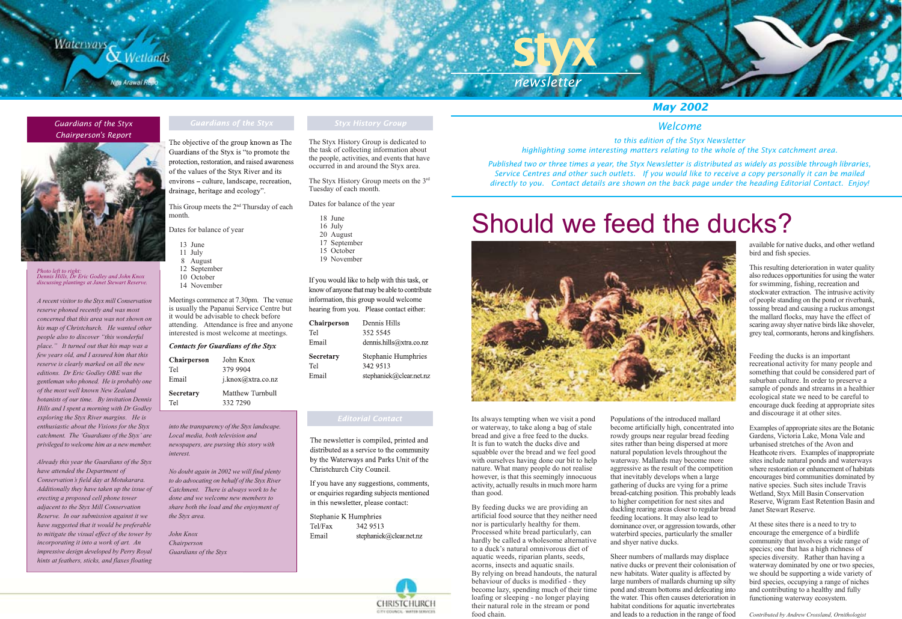# styx newsletter

Waterways & Wetlands

Nga Arawai Repo

*May 2002*

## Welcome

*to this edition of the Styx Newsletter highlighting some interesting matters relating to the whole of the Styx catchment area.*

*Published two or three times a year, the Styx Newsletter is distributed as widely as possible through libraries, Service Centres and other such outlets. If you would like to receive a copy personally it can be mailed directly to you. Contact details are shown on the back page under the heading Editorial Contact. Enjoy!*

## Guardians of the Styx Chairperson's Report

*Photo left to right: Dennis Hills, Dr Eric Godley and John Knox discussing plantings at Janet Stewart Reserve.*

*A recent visitor to the Styx mill Conservation reserve phoned recently and was most concerned that this area was not shown on his map of Christchurch. He wanted other people also to discover "this wonderful place." It turned out that his map was a few years old, and I assured him that this reserve is clearly marked on all the new editions. Dr Eric Godley OBE was the gentleman who phoned. He is probably one of the most well known New Zealand botanists of our time. By invitation Dennis Hills and I spent a morning with Dr Godley exploring the Styx River margins. He is enthusiastic about the Visions for the Styx catchment. The 'Guardians of the Styx' are privileged to welcome him as a new member.*

*Already this year the Guardians of the Styx have attended the Department of Conservation's field day at Motukarara. Additionally they have taken up the issue of erecting a proposed cell phone tower adjacent to the Styx Mill Conservation Reserve. In our submission against it we have suggested that it would be preferable to mitigate the visual effect of the tower by incorporating it into a work of art. An impressive design developed by Perry Royal hints at feathers, sticks, and flaxes floating into the transparency of the Styx landscape. Local media, both television and newspapers, are pursuing this story with interest.*

*No doubt again in 2002 we will find plenty to do advocating on behalf of the Styx River Catchment. There is always work to be done and we welcome new members to share both the load and the enjoyment of the Styx area.*

*John Knox*
*Chairperson*
*Guardians of the Styx*

## Guardians of the Styx

The objective of the group known as The Guardians of the Styx is "to promote the protection, restoration, and raised awareness of the values of the Styx River and its environs – culture, landscape, recreation, drainage, heritage and ecology".

This Group meets the 2nd Thursday of each month.

Dates for balance of year

- 13 June
- 11 July
- 8 August
- 12 September
- 10 October
- 14 November

Meetings commence at 7.30pm. The venue is usually the Papanui Service Centre but it would be advisable to check before attending. Attendance is free and anyone interested is most welcome at meetings.

### *Contacts for Guardians of the Styx*

| | |
|---|---|
| **Chairperson** | John Knox |
| Tel | 379 9904 |
| Email | j.knox@xtra.co.nz |
| **Secretary** | Matthew Turnbull |
| Tel | 332 7290 |

## Styx History Group

The Styx History Group is dedicated to the task of collecting information about the people, activities, and events that have occurred in and around the Styx area.

The Styx History Group meets on the 3rd Tuesday of each month.

Dates for balance of the year

- 18 June
- 16 July
- 20 August
- 17 September
- 15 October
- 19 November

If you would like to help with this task, or know of anyone that may be able to contribute information, this group would welcome hearing from you. Please contact either:

| | |
|---|---|
| **Chairperson** | Dennis Hills |
| Tel | 352 5545 |
| Email | dennis.hills@xtra.co.nz |
| **Secretary** | Stephanie Humphries |
| Tel | 342 9513 |
| Email | stephanieck@clear.net.nz |

## Editorial Contact

The newsletter is compiled, printed and distributed as a service to the community by the Waterways and Parks Unit of the Christchurch City Council.

If you have any suggestions, comments, or enquiries regarding subjects mentioned in this newsletter, please contact:

| | |
|---|---|
| Stephanie K Humphries | |
| Tel/Fax | 342 9513 |
| Email | stephanieck@clear.net.nz |

CHRISTCHURCH CITY COUNCIL WATER SERVICES

# Should we feed the ducks?

Its always tempting when we visit a pond or waterway, to take along a bag of stale bread and give a free feed to the ducks. It is fun to watch the ducks dive and squabble over the bread and we feel good with ourselves having done our bit to help nature. What many people do not realise however, is that this seemingly innocuous activity, actually results in much more harm than good.

By feeding ducks we are providing an artificial food source that they neither need nor is particularly healthy for them. Processed white bread particularly, can hardly be called a wholesome alternative to a duck's natural omnivorous diet of aquatic weeds, riparian plants, seeds, acorns, insects and aquatic snails. By relying on bread handouts, the natural behaviour of ducks is modified - they become lazy, spending much of their time loafing or sleeping - no longer playing their natural role in the stream or pond food chain.

Populations of the introduced mallard become artificially high, concentrated into rowdy groups near regular bread feeding sites rather than being dispersed at more natural population levels throughout the waterway. Mallards may become more aggressive as the result of the competition that inevitably develops when a large gathering of ducks are vying for a prime bread-catching position. This probably leads to higher competition for nest sites and duckling rearing areas closer to regular bread feeding locations. It may also lead to dominance over, or aggression towards, other waterbird species, particularly the smaller and shyer native ducks.

Sheer numbers of mallards may displace native ducks or prevent their colonisation of new habitats. Water quality is affected by large numbers of mallards churning up silty pond and stream bottoms and defecating into the water. This often causes deterioration in habitat conditions for aquatic invertebrates and leads to a reduction in the range of food available for native ducks, and other wetland bird and fish species.

This resulting deterioration in water quality also reduces opportunities for using the water for swimming, fishing, recreation and stockwater extraction. The intrusive activity of people standing on the pond or riverbank, tossing bread and causing a ruckus amongst the mallard flocks, may have the effect of scaring away shyer native birds like shoveler, grey teal, cormorants, herons and kingfishers.

Feeding the ducks is an important recreational activity for many people and something that could be considered part of suburban culture. In order to preserve a sample of ponds and streams in a healthier ecological state we need to be careful to encourage duck feeding at appropriate sites and discourage it at other sites.

Examples of appropriate sites are the Botanic Gardens, Victoria Lake, Mona Vale and urbanised stretches of the Avon and Heathcote rivers. Examples of inappropriate sites include natural ponds and waterways where restoration or enhancement of habitats encourages bird communities dominated by native species. Such sites include Travis Wetland, Styx Mill Basin Conservation Reserve, Wigram East Retention Basin and Janet Stewart Reserve.

At these sites there is a need to try to encourage the emergence of a birdlife community that involves a wide range of species; one that has a high richness of species diversity. Rather than having a waterway dominated by one or two species, we should be supporting a wide variety of bird species, occupying a range of niches and contributing to a healthy and fully functioning waterway ecosystem.

*Contributed by Andrew Crossland, Ornithologist*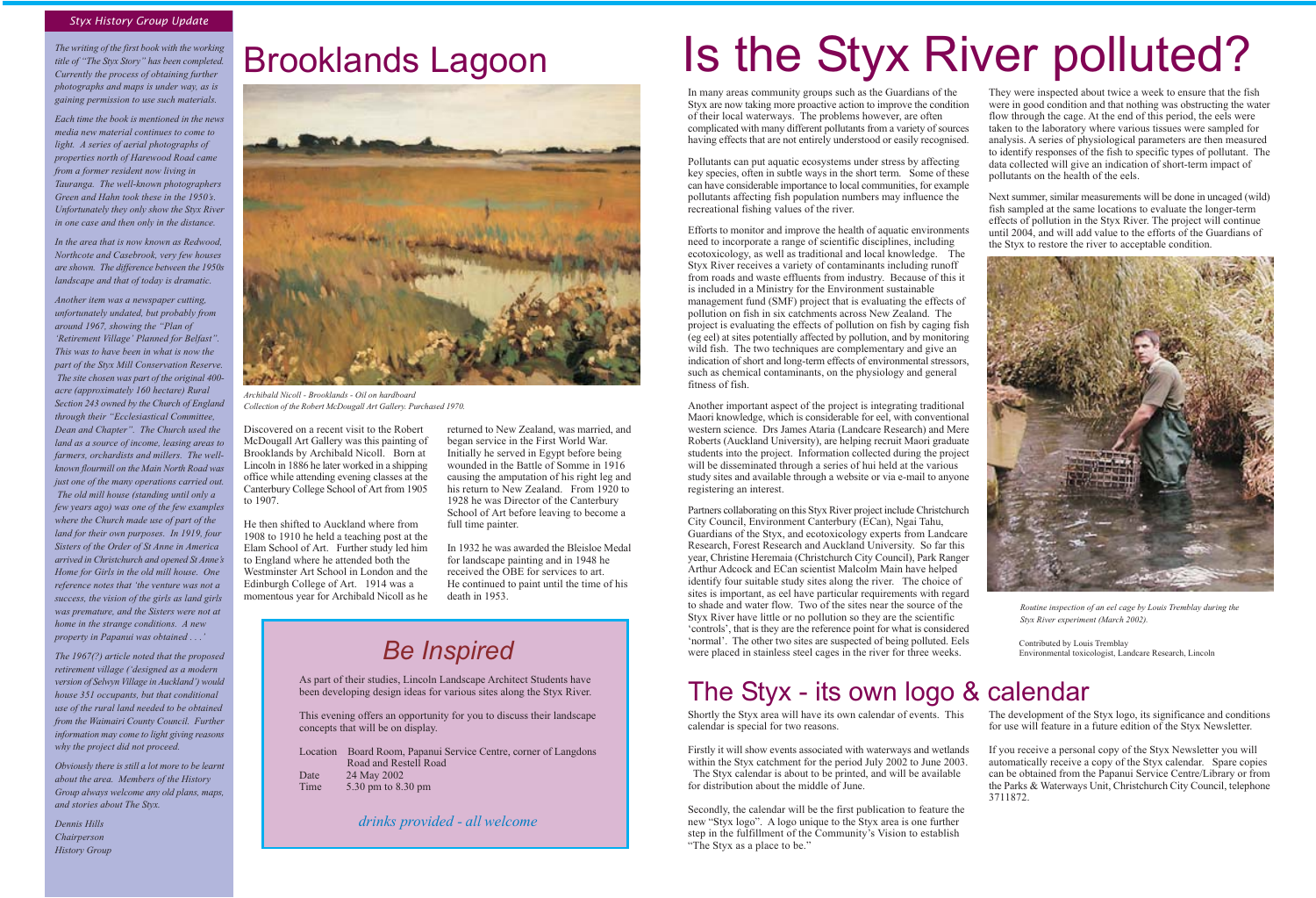## Styx History Group Update

*The writing of the first book with the working title of "The Styx Story" has been completed. Currently the process of obtaining further photographs and maps is under way, as is gaining permission to use such materials.*

*Each time the book is mentioned in the news media new material continues to come to light. A series of aerial photographs of properties north of Harewood Road came from a former resident now living in Tauranga. The well-known photographers Green and Hahn took these in the 1950's. Unfortunately they only show the Styx River in one case and then only in the distance.*

*In the area that is now known as Redwood, Northcote and Casebrook, very few houses are shown. The difference between the 1950s landscape and that of today is dramatic.*

*Another item was a newspaper cutting, unfortunately undated, but probably from around 1967, showing the "Plan of 'Retirement Village' Planned for Belfast". This was to have been in what is now the part of the Styx Mill Conservation Reserve. The site chosen was part of the original 400-acre (approximately 160 hectare) Rural Section 243 owned by the Church of England through their "Ecclesiastical Committee, Dean and Chapter". The Church used the land as a source of income, leasing areas to farmers, orchardists and millers. The well-known flourmill on the Main North Road was just one of the many operations carried out. The old mill house (standing until only a few years ago) was one of the few examples where the Church made use of part of the land for their own purposes. In 1919, four Sisters of the Order of St Anne in America arrived in Christchurch and opened St Anne's Home for Girls in the old mill house. One reference notes that 'the venture was not a success, the vision of the girls as land girls was premature, and the Sisters were not at home in the strange conditions. A new property in Papanui was obtained . . .'*

*The 1967(?) article noted that the proposed retirement village ('designed as a modern version of Selwyn Village in Auckland') would house 351 occupants, but that conditional use of the rural land needed to be obtained from the Waimairi County Council. Further information may come to light giving reasons why the project did not proceed.*

*Obviously there is still a lot more to be learnt about the area. Members of the History Group always welcome any old plans, maps, and stories about The Styx.*

*Dennis Hills*
*Chairperson*
*History Group*

# Brooklands Lagoon

*Archibald Nicoll - Brooklands - Oil on hardboard*
*Collection of the Robert McDougall Art Gallery. Purchased 1970.*

Discovered on a recent visit to the Robert McDougall Art Gallery was this painting of Brooklands by Archibald Nicoll. Born at Lincoln in 1886 he later worked in a shipping office while attending evening classes at the Canterbury College School of Art from 1905 to 1907.

He then shifted to Auckland where from 1908 to 1910 he held a teaching post at the Elam School of Art. Further study led him to England where he attended both the Westminster Art School in London and the Edinburgh College of Art. 1914 was a momentous year for Archibald Nicoll as he returned to New Zealand, was married, and began service in the First World War. Initially he served in Egypt before being wounded in the Battle of Somme in 1916 causing the amputation of his right leg and his return to New Zealand. From 1920 to 1928 he was Director of the Canterbury School of Art before leaving to become a full time painter.

In 1932 he was awarded the Bleisloe Medal for landscape painting and in 1948 he received the OBE for services to art. He continued to paint until the time of his death in 1953.

## *Be Inspired*

As part of their studies, Lincoln Landscape Architect Students have been developing design ideas for various sites along the Styx River.

This evening offers an opportunity for you to discuss their landscape concepts that will be on display.

| | |
|---|---|
| Location | Board Room, Papanui Service Centre, corner of Langdons Road and Restell Road |
| Date | 24 May 2002 |
| Time | 5.30 pm to 8.30 pm |

*drinks provided - all welcome*

# Is the Styx River polluted?

In many areas community groups such as the Guardians of the Styx are now taking more proactive action to improve the condition of their local waterways. The problems however, are often complicated with many different pollutants from a variety of sources having effects that are not entirely understood or easily recognised.

Pollutants can put aquatic ecosystems under stress by affecting key species, often in subtle ways in the short term. Some of these can have considerable importance to local communities, for example pollutants affecting fish population numbers may influence the recreational fishing values of the river.

Efforts to monitor and improve the health of aquatic environments need to incorporate a range of scientific disciplines, including ecotoxicology, as well as traditional and local knowledge. The Styx River receives a variety of contaminants including runoff from roads and waste effluents from industry. Because of this it is included in a Ministry for the Environment sustainable management fund (SMF) project that is evaluating the effects of pollution on fish in six catchments across New Zealand. The project is evaluating the effects of pollution on fish by caging fish (eg eel) at sites potentially affected by pollution, and by monitoring wild fish. The two techniques are complementary and give an indication of short and long-term effects of environmental stressors, such as chemical contaminants, on the physiology and general fitness of fish.

Another important aspect of the project is integrating traditional Maori knowledge, which is considerable for eel, with conventional western science. Drs James Ataria (Landcare Research) and Mere Roberts (Auckland University), are helping recruit Maori graduate students into the project. Information collected during the project will be disseminated through a series of hui held at the various study sites and available through a website or via e-mail to anyone registering an interest.

Partners collaborating on this Styx River project include Christchurch City Council, Environment Canterbury (ECan), Ngai Tahu, Guardians of the Styx, and ecotoxicology experts from Landcare Research, Forest Research and Auckland University. So far this year, Christine Heremaia (Christchurch City Council), Park Ranger Arthur Adcock and ECan scientist Malcolm Main have helped identify four suitable study sites along the river. The choice of sites is important, as eel have particular requirements with regard to shade and water flow. Two of the sites near the source of the Styx River have little or no pollution so they are the scientific 'controls', that is they are the reference point for what is considered 'normal'. The other two sites are suspected of being polluted. Eels were placed in stainless steel cages in the river for three weeks. They were inspected about twice a week to ensure that the fish were in good condition and that nothing was obstructing the water flow through the cage. At the end of this period, the eels were taken to the laboratory where various tissues were sampled for analysis. A series of physiological parameters are then measured to identify responses of the fish to specific types of pollutant. The data collected will give an indication of short-term impact of pollutants on the health of the eels.

Next summer, similar measurements will be done in uncaged (wild) fish sampled at the same locations to evaluate the longer-term effects of pollution in the Styx River. The project will continue until 2004, and will add value to the efforts of the Guardians of the Styx to restore the river to acceptable condition.

*Routine inspection of an eel cage by Louis Tremblay during the Styx River experiment (March 2002).*

Contributed by Louis Tremblay
Environmental toxicologist, Landcare Research, Lincoln

# The Styx - its own logo & calendar

Shortly the Styx area will have its own calendar of events. This calendar is special for two reasons.

Firstly it will show events associated with waterways and wetlands within the Styx catchment for the period July 2002 to June 2003. The Styx calendar is about to be printed, and will be available for distribution about the middle of June.

Secondly, the calendar will be the first publication to feature the new "Styx logo". A logo unique to the Styx area is one further step in the fulfillment of the Community's Vision to establish "The Styx as a place to be."

The development of the Styx logo, its significance and conditions for use will feature in a future edition of the Styx Newsletter.

If you receive a personal copy of the Styx Newsletter you will automatically receive a copy of the Styx calendar. Spare copies can be obtained from the Papanui Service Centre/Library or from the Parks & Waterways Unit, Christchurch City Council, telephone 3711872.